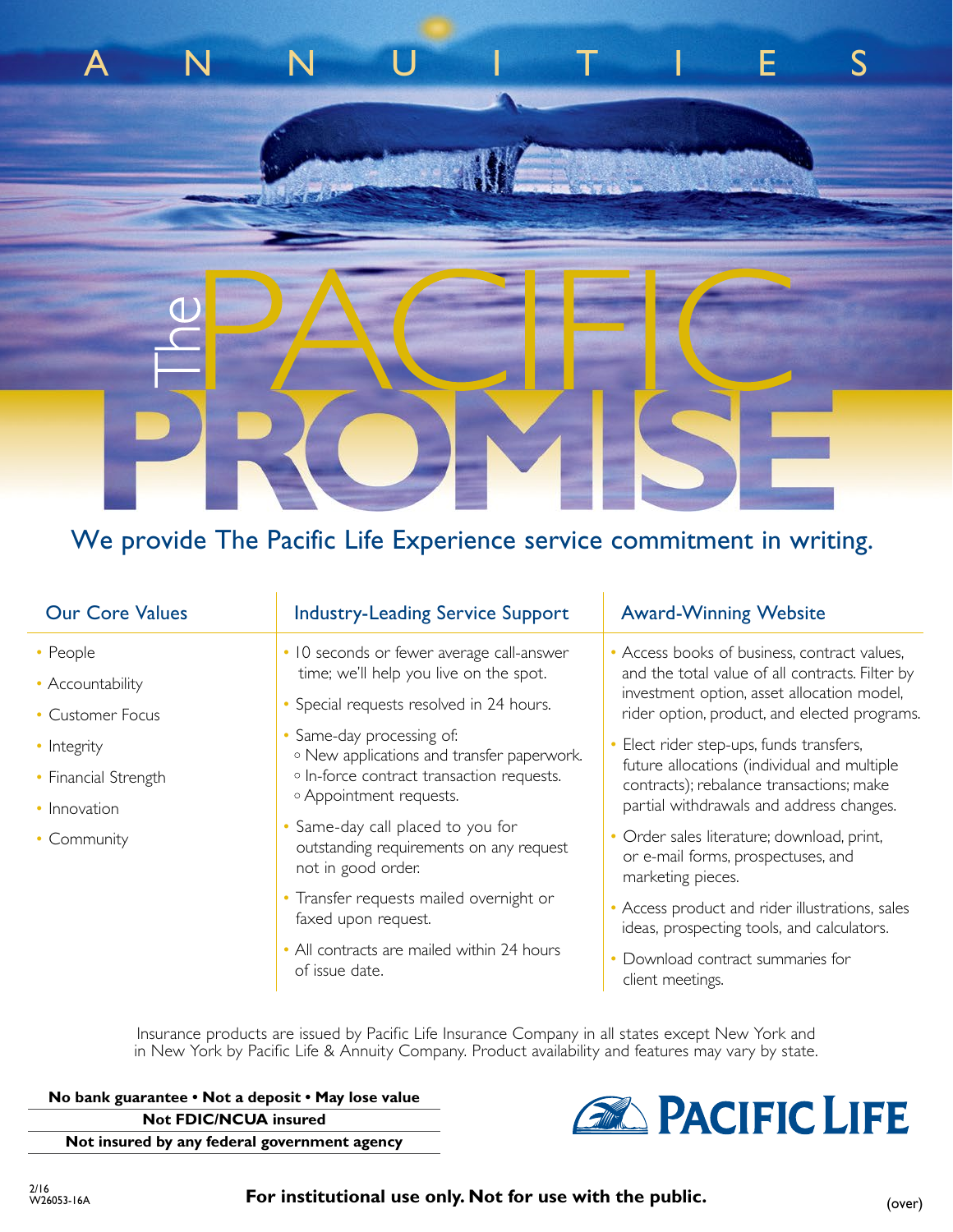ANNUITIES

# The PACIFIC PROMISE

## We provide The Pacific Life Experience service commitment in writing.

### Our Core Values

- People
- Accountability
- Customer Focus
- Integrity
- Financial Strength
- Innovation
- Community

### Industry-Leading Service Support

- 10 seconds or fewer average call-answer time; we'll help you live on the spot.
- Special requests resolved in 24 hours.
- Same-day processing of:
  - New applications and transfer paperwork.
  - In-force contract transaction requests.
  - Appointment requests.
- Same-day call placed to you for outstanding requirements on any request not in good order.
- Transfer requests mailed overnight or faxed upon request.
- All contracts are mailed within 24 hours of issue date.

### Award-Winning Website

- Access books of business, contract values, and the total value of all contracts. Filter by investment option, asset allocation model, rider option, product, and elected programs.
- Elect rider step-ups, funds transfers, future allocations (individual and multiple contracts); rebalance transactions; make partial withdrawals and address changes.
- Order sales literature; download, print, or e-mail forms, prospectuses, and marketing pieces.
- Access product and rider illustrations, sales ideas, prospecting tools, and calculators.
- Download contract summaries for client meetings.

Insurance products are issued by Pacific Life Insurance Company in all states except New York and in New York by Pacific Life & Annuity Company. Product availability and features may vary by state.

**No bank guarantee • Not a deposit • May lose value**

**Not FDIC/NCUA insured**

**Not insured by any federal government agency**

PACIFIC LIFE

2/16
W26053-16A

**For institutional use only. Not for use with the public.**

(over)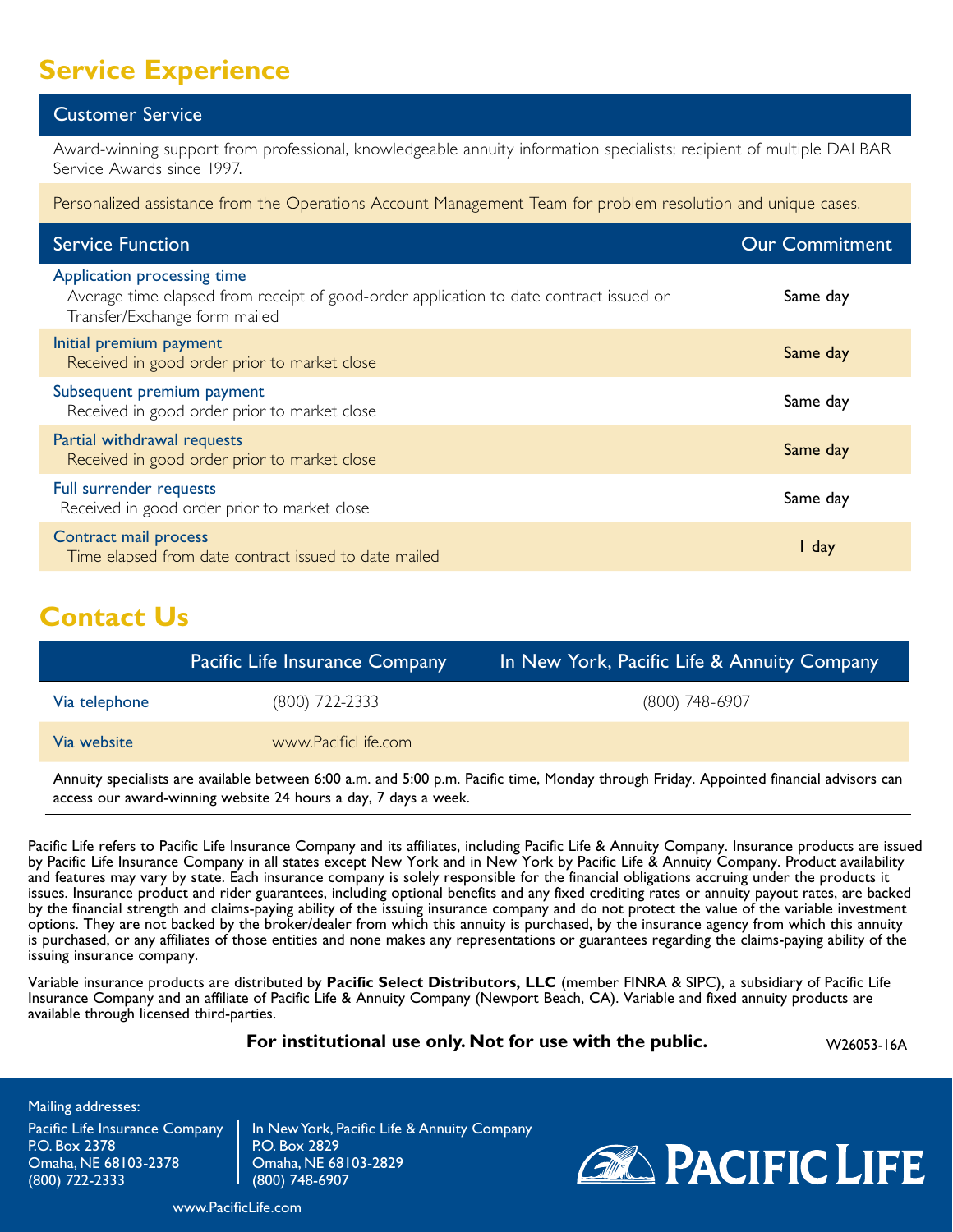## Service Experience

### Customer Service

Award-winning support from professional, knowledgeable annuity information specialists; recipient of multiple DALBAR Service Awards since 1997.

Personalized assistance from the Operations Account Management Team for problem resolution and unique cases.

| Service Function | Our Commitment |
|---|---|
| Application processing time<br>Average time elapsed from receipt of good-order application to date contract issued or Transfer/Exchange form mailed | Same day |
| Initial premium payment<br>Received in good order prior to market close | Same day |
| Subsequent premium payment<br>Received in good order prior to market close | Same day |
| Partial withdrawal requests<br>Received in good order prior to market close | Same day |
| Full surrender requests<br>Received in good order prior to market close | Same day |
| Contract mail process<br>Time elapsed from date contract issued to date mailed | 1 day |

## Contact Us

| | Pacific Life Insurance Company | In New York, Pacific Life & Annuity Company |
|---|---|---|
| Via telephone | (800) 722-2333 | (800) 748-6907 |
| Via website | www.PacificLife.com | |

Annuity specialists are available between 6:00 a.m. and 5:00 p.m. Pacific time, Monday through Friday. Appointed financial advisors can access our award-winning website 24 hours a day, 7 days a week.

Pacific Life refers to Pacific Life Insurance Company and its affiliates, including Pacific Life & Annuity Company. Insurance products are issued by Pacific Life Insurance Company in all states except New York and in New York by Pacific Life & Annuity Company. Product availability and features may vary by state. Each insurance company is solely responsible for the financial obligations accruing under the products it issues. Insurance product and rider guarantees, including optional benefits and any fixed crediting rates or annuity payout rates, are backed by the financial strength and claims-paying ability of the issuing insurance company and do not protect the value of the variable investment options. They are not backed by the broker/dealer from which this annuity is purchased, by the insurance agency from which this annuity is purchased, or any affiliates of those entities and none makes any representations or guarantees regarding the claims-paying ability of the issuing insurance company.

Variable insurance products are distributed by **Pacific Select Distributors, LLC** (member FINRA & SIPC), a subsidiary of Pacific Life Insurance Company and an affiliate of Pacific Life & Annuity Company (Newport Beach, CA). Variable and fixed annuity products are available through licensed third-parties.

**For institutional use only. Not for use with the public.**

W26053-16A

Mailing addresses:

Pacific Life Insurance Company
P.O. Box 2378
Omaha, NE 68103-2378
(800) 722-2333

In New York, Pacific Life & Annuity Company
P.O. Box 2829
Omaha, NE 68103-2829
(800) 748-6907

www.PacificLife.com

PACIFIC LIFE